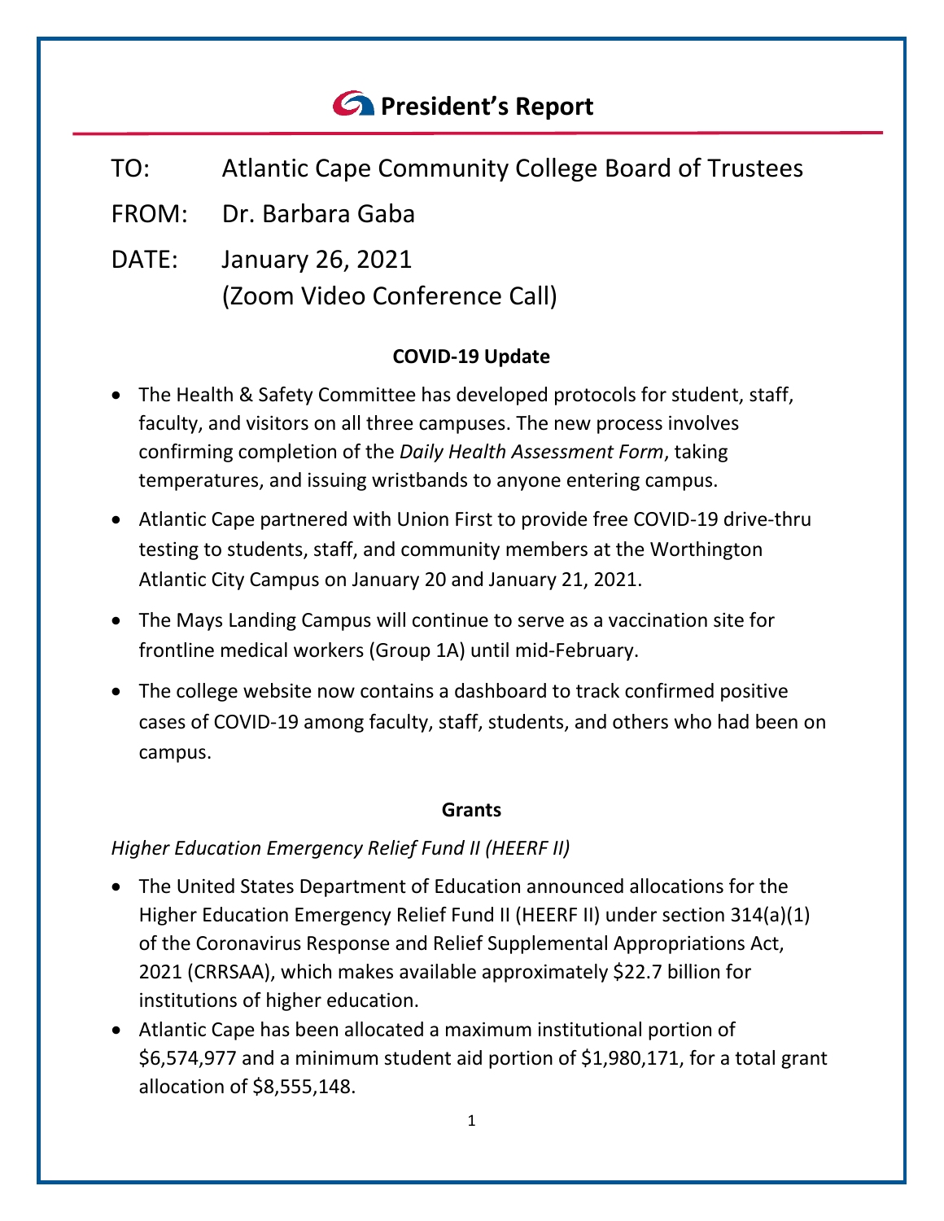# President's Report

TO: Atlantic Cape Community College Board of Trustees

FROM: Dr. Barbara Gaba

DATE: January 26, 2021
(Zoom Video Conference Call)

## COVID-19 Update

- The Health & Safety Committee has developed protocols for student, staff, faculty, and visitors on all three campuses. The new process involves confirming completion of the *Daily Health Assessment Form*, taking temperatures, and issuing wristbands to anyone entering campus.
- Atlantic Cape partnered with Union First to provide free COVID-19 drive-thru testing to students, staff, and community members at the Worthington Atlantic City Campus on January 20 and January 21, 2021.
- The Mays Landing Campus will continue to serve as a vaccination site for frontline medical workers (Group 1A) until mid-February.
- The college website now contains a dashboard to track confirmed positive cases of COVID-19 among faculty, staff, students, and others who had been on campus.

## Grants

*Higher Education Emergency Relief Fund II (HEERF II)*

- The United States Department of Education announced allocations for the Higher Education Emergency Relief Fund II (HEERF II) under section 314(a)(1) of the Coronavirus Response and Relief Supplemental Appropriations Act, 2021 (CRRSAA), which makes available approximately $22.7 billion for institutions of higher education.
- Atlantic Cape has been allocated a maximum institutional portion of $6,574,977 and a minimum student aid portion of $1,980,171, for a total grant allocation of $8,555,148.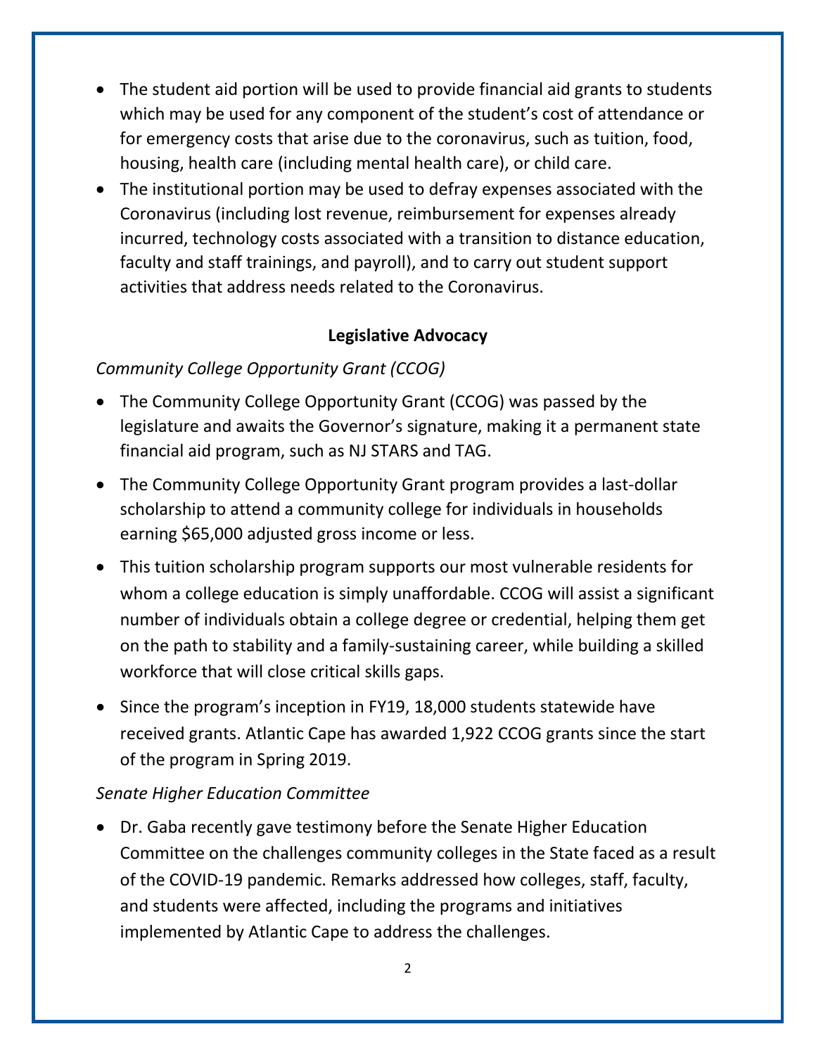- The student aid portion will be used to provide financial aid grants to students which may be used for any component of the student's cost of attendance or for emergency costs that arise due to the coronavirus, such as tuition, food, housing, health care (including mental health care), or child care.
- The institutional portion may be used to defray expenses associated with the Coronavirus (including lost revenue, reimbursement for expenses already incurred, technology costs associated with a transition to distance education, faculty and staff trainings, and payroll), and to carry out student support activities that address needs related to the Coronavirus.

## Legislative Advocacy

*Community College Opportunity Grant (CCOG)*

- The Community College Opportunity Grant (CCOG) was passed by the legislature and awaits the Governor's signature, making it a permanent state financial aid program, such as NJ STARS and TAG.
- The Community College Opportunity Grant program provides a last-dollar scholarship to attend a community college for individuals in households earning $65,000 adjusted gross income or less.
- This tuition scholarship program supports our most vulnerable residents for whom a college education is simply unaffordable. CCOG will assist a significant number of individuals obtain a college degree or credential, helping them get on the path to stability and a family-sustaining career, while building a skilled workforce that will close critical skills gaps.
- Since the program's inception in FY19, 18,000 students statewide have received grants. Atlantic Cape has awarded 1,922 CCOG grants since the start of the program in Spring 2019.

*Senate Higher Education Committee*

- Dr. Gaba recently gave testimony before the Senate Higher Education Committee on the challenges community colleges in the State faced as a result of the COVID-19 pandemic. Remarks addressed how colleges, staff, faculty, and students were affected, including the programs and initiatives implemented by Atlantic Cape to address the challenges.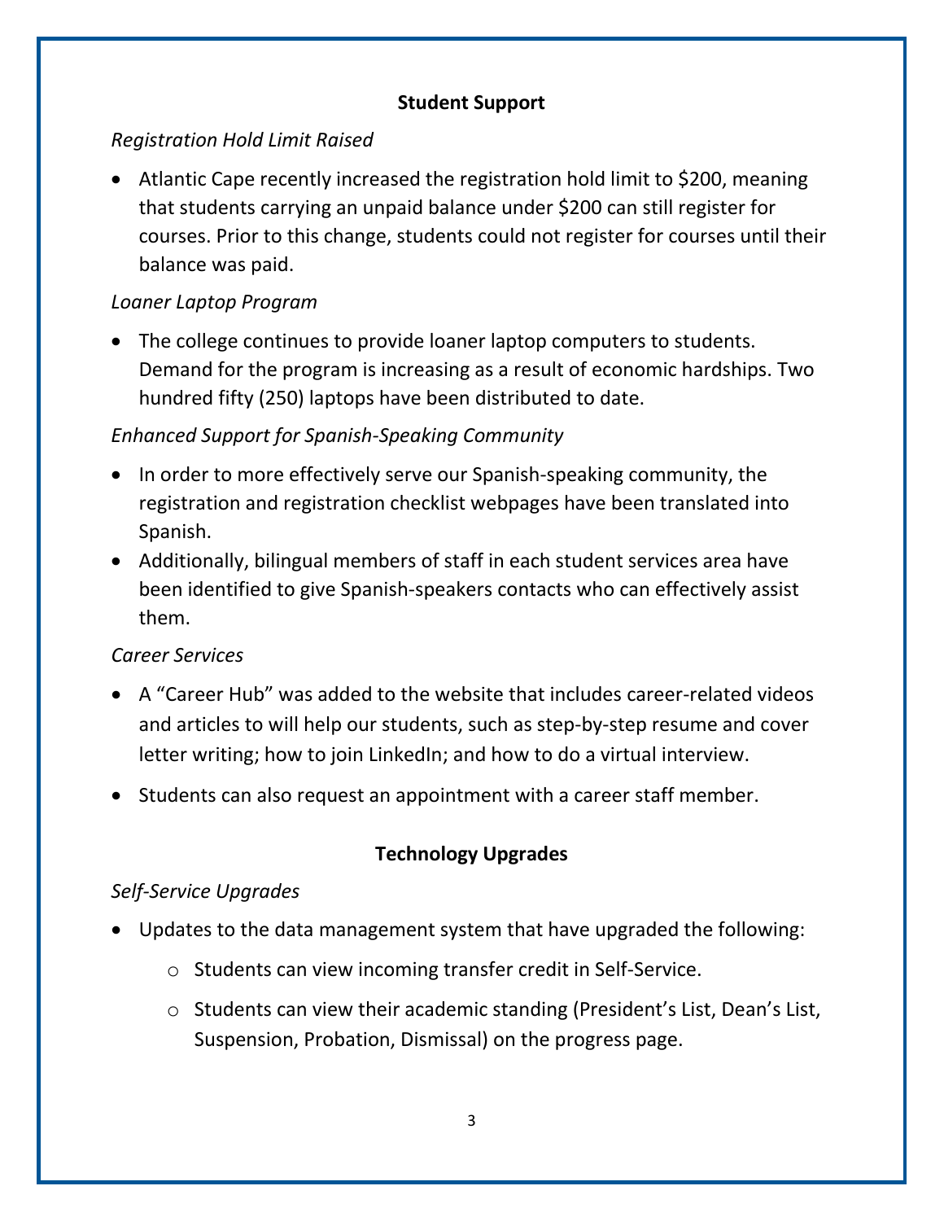## Student Support

*Registration Hold Limit Raised*

- Atlantic Cape recently increased the registration hold limit to $200, meaning that students carrying an unpaid balance under $200 can still register for courses. Prior to this change, students could not register for courses until their balance was paid.

*Loaner Laptop Program*

- The college continues to provide loaner laptop computers to students. Demand for the program is increasing as a result of economic hardships. Two hundred fifty (250) laptops have been distributed to date.

*Enhanced Support for Spanish-Speaking Community*

- In order to more effectively serve our Spanish-speaking community, the registration and registration checklist webpages have been translated into Spanish.
- Additionally, bilingual members of staff in each student services area have been identified to give Spanish-speakers contacts who can effectively assist them.

*Career Services*

- A "Career Hub" was added to the website that includes career-related videos and articles to will help our students, such as step-by-step resume and cover letter writing; how to join LinkedIn; and how to do a virtual interview.
- Students can also request an appointment with a career staff member.

## Technology Upgrades

*Self-Service Upgrades*

- Updates to the data management system that have upgraded the following:
  - Students can view incoming transfer credit in Self-Service.
  - Students can view their academic standing (President's List, Dean's List, Suspension, Probation, Dismissal) on the progress page.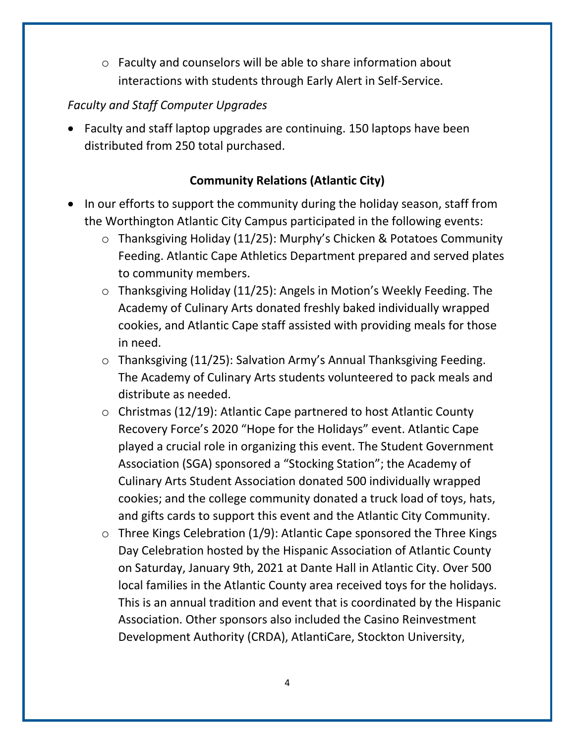- Faculty and counselors will be able to share information about interactions with students through Early Alert in Self-Service.

*Faculty and Staff Computer Upgrades*

- Faculty and staff laptop upgrades are continuing. 150 laptops have been distributed from 250 total purchased.

**Community Relations (Atlantic City)**

- In our efforts to support the community during the holiday season, staff from the Worthington Atlantic City Campus participated in the following events:
  - Thanksgiving Holiday (11/25): Murphy's Chicken & Potatoes Community Feeding. Atlantic Cape Athletics Department prepared and served plates to community members.
  - Thanksgiving Holiday (11/25): Angels in Motion's Weekly Feeding. The Academy of Culinary Arts donated freshly baked individually wrapped cookies, and Atlantic Cape staff assisted with providing meals for those in need.
  - Thanksgiving (11/25): Salvation Army's Annual Thanksgiving Feeding. The Academy of Culinary Arts students volunteered to pack meals and distribute as needed.
  - Christmas (12/19): Atlantic Cape partnered to host Atlantic County Recovery Force's 2020 "Hope for the Holidays" event. Atlantic Cape played a crucial role in organizing this event. The Student Government Association (SGA) sponsored a "Stocking Station"; the Academy of Culinary Arts Student Association donated 500 individually wrapped cookies; and the college community donated a truck load of toys, hats, and gifts cards to support this event and the Atlantic City Community.
  - Three Kings Celebration (1/9): Atlantic Cape sponsored the Three Kings Day Celebration hosted by the Hispanic Association of Atlantic County on Saturday, January 9th, 2021 at Dante Hall in Atlantic City. Over 500 local families in the Atlantic County area received toys for the holidays. This is an annual tradition and event that is coordinated by the Hispanic Association. Other sponsors also included the Casino Reinvestment Development Authority (CRDA), AtlantiCare, Stockton University,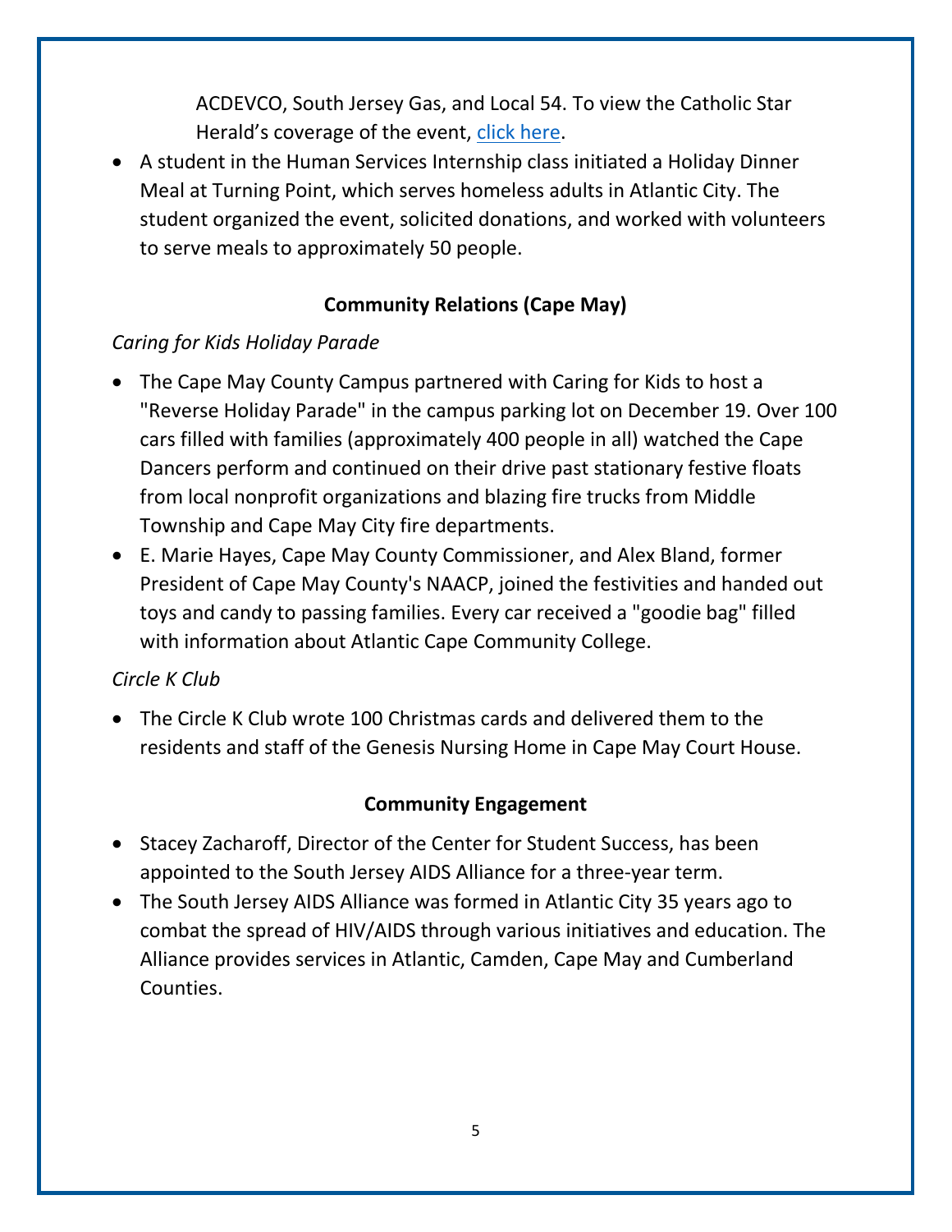ACDEVCO, South Jersey Gas, and Local 54. To view the Catholic Star Herald's coverage of the event, click here.

- A student in the Human Services Internship class initiated a Holiday Dinner Meal at Turning Point, which serves homeless adults in Atlantic City. The student organized the event, solicited donations, and worked with volunteers to serve meals to approximately 50 people.

**Community Relations (Cape May)**

*Caring for Kids Holiday Parade*

- The Cape May County Campus partnered with Caring for Kids to host a "Reverse Holiday Parade" in the campus parking lot on December 19. Over 100 cars filled with families (approximately 400 people in all) watched the Cape Dancers perform and continued on their drive past stationary festive floats from local nonprofit organizations and blazing fire trucks from Middle Township and Cape May City fire departments.
- E. Marie Hayes, Cape May County Commissioner, and Alex Bland, former President of Cape May County's NAACP, joined the festivities and handed out toys and candy to passing families. Every car received a "goodie bag" filled with information about Atlantic Cape Community College.

*Circle K Club*

- The Circle K Club wrote 100 Christmas cards and delivered them to the residents and staff of the Genesis Nursing Home in Cape May Court House.

**Community Engagement**

- Stacey Zacharoff, Director of the Center for Student Success, has been appointed to the South Jersey AIDS Alliance for a three-year term.
- The South Jersey AIDS Alliance was formed in Atlantic City 35 years ago to combat the spread of HIV/AIDS through various initiatives and education. The Alliance provides services in Atlantic, Camden, Cape May and Cumberland Counties.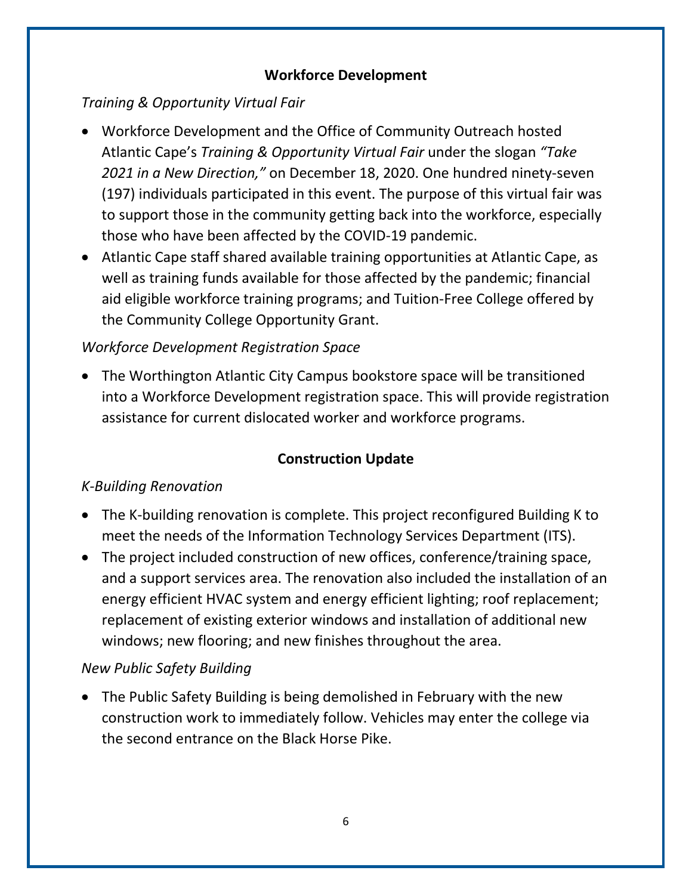## Workforce Development

*Training & Opportunity Virtual Fair*

- Workforce Development and the Office of Community Outreach hosted Atlantic Cape's *Training & Opportunity Virtual Fair* under the slogan *"Take 2021 in a New Direction,"* on December 18, 2020. One hundred ninety-seven (197) individuals participated in this event. The purpose of this virtual fair was to support those in the community getting back into the workforce, especially those who have been affected by the COVID-19 pandemic.
- Atlantic Cape staff shared available training opportunities at Atlantic Cape, as well as training funds available for those affected by the pandemic; financial aid eligible workforce training programs; and Tuition-Free College offered by the Community College Opportunity Grant.

*Workforce Development Registration Space*

- The Worthington Atlantic City Campus bookstore space will be transitioned into a Workforce Development registration space. This will provide registration assistance for current dislocated worker and workforce programs.

## Construction Update

*K-Building Renovation*

- The K-building renovation is complete. This project reconfigured Building K to meet the needs of the Information Technology Services Department (ITS).
- The project included construction of new offices, conference/training space, and a support services area. The renovation also included the installation of an energy efficient HVAC system and energy efficient lighting; roof replacement; replacement of existing exterior windows and installation of additional new windows; new flooring; and new finishes throughout the area.

*New Public Safety Building*

- The Public Safety Building is being demolished in February with the new construction work to immediately follow. Vehicles may enter the college via the second entrance on the Black Horse Pike.